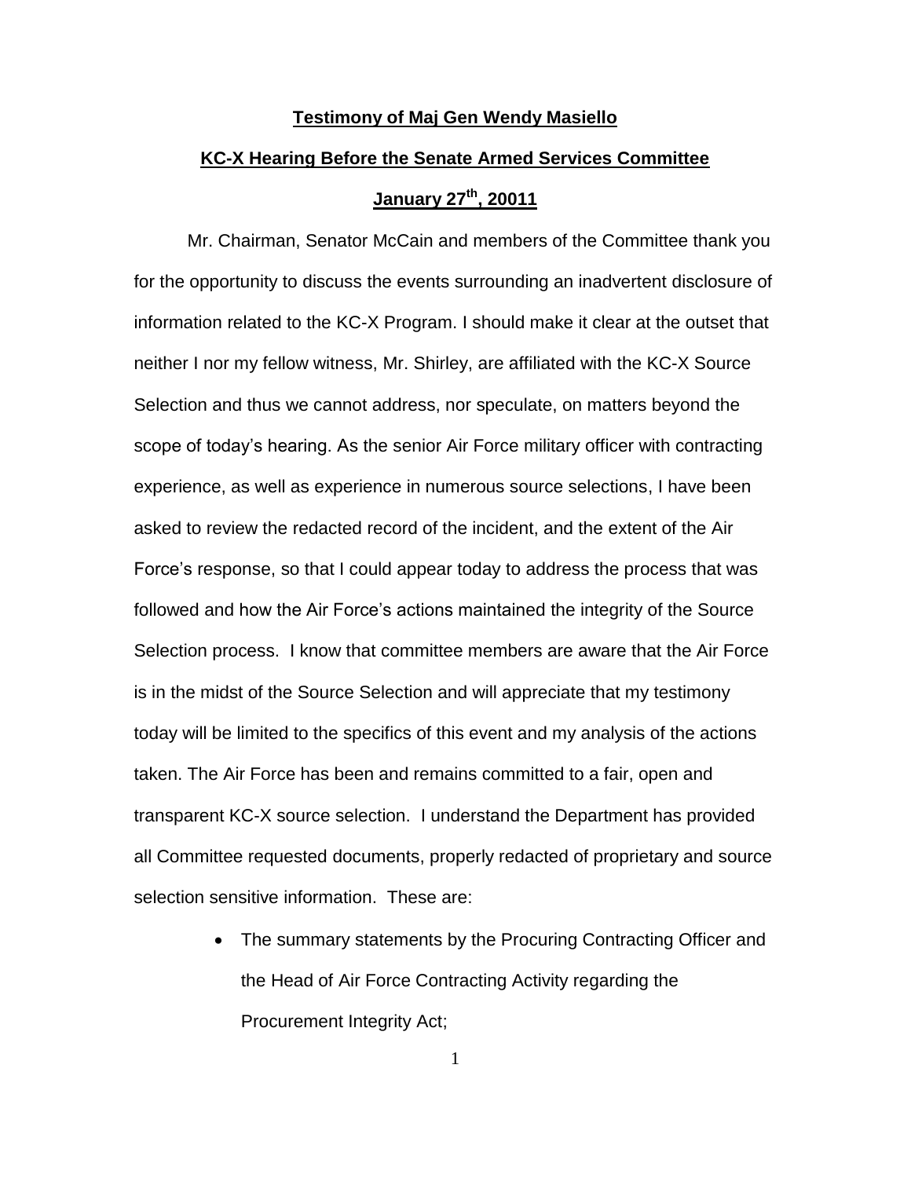**Testimony of Maj Gen Wendy Masiello**

**KC-X Hearing Before the Senate Armed Services Committee**

**January 27th, 20011**

Mr. Chairman, Senator McCain and members of the Committee thank you for the opportunity to discuss the events surrounding an inadvertent disclosure of information related to the KC-X Program. I should make it clear at the outset that neither I nor my fellow witness, Mr. Shirley, are affiliated with the KC-X Source Selection and thus we cannot address, nor speculate, on matters beyond the scope of today's hearing. As the senior Air Force military officer with contracting experience, as well as experience in numerous source selections, I have been asked to review the redacted record of the incident, and the extent of the Air Force's response, so that I could appear today to address the process that was followed and how the Air Force's actions maintained the integrity of the Source Selection process. I know that committee members are aware that the Air Force is in the midst of the Source Selection and will appreciate that my testimony today will be limited to the specifics of this event and my analysis of the actions taken. The Air Force has been and remains committed to a fair, open and transparent KC-X source selection. I understand the Department has provided all Committee requested documents, properly redacted of proprietary and source selection sensitive information. These are:

- The summary statements by the Procuring Contracting Officer and the Head of Air Force Contracting Activity regarding the Procurement Integrity Act;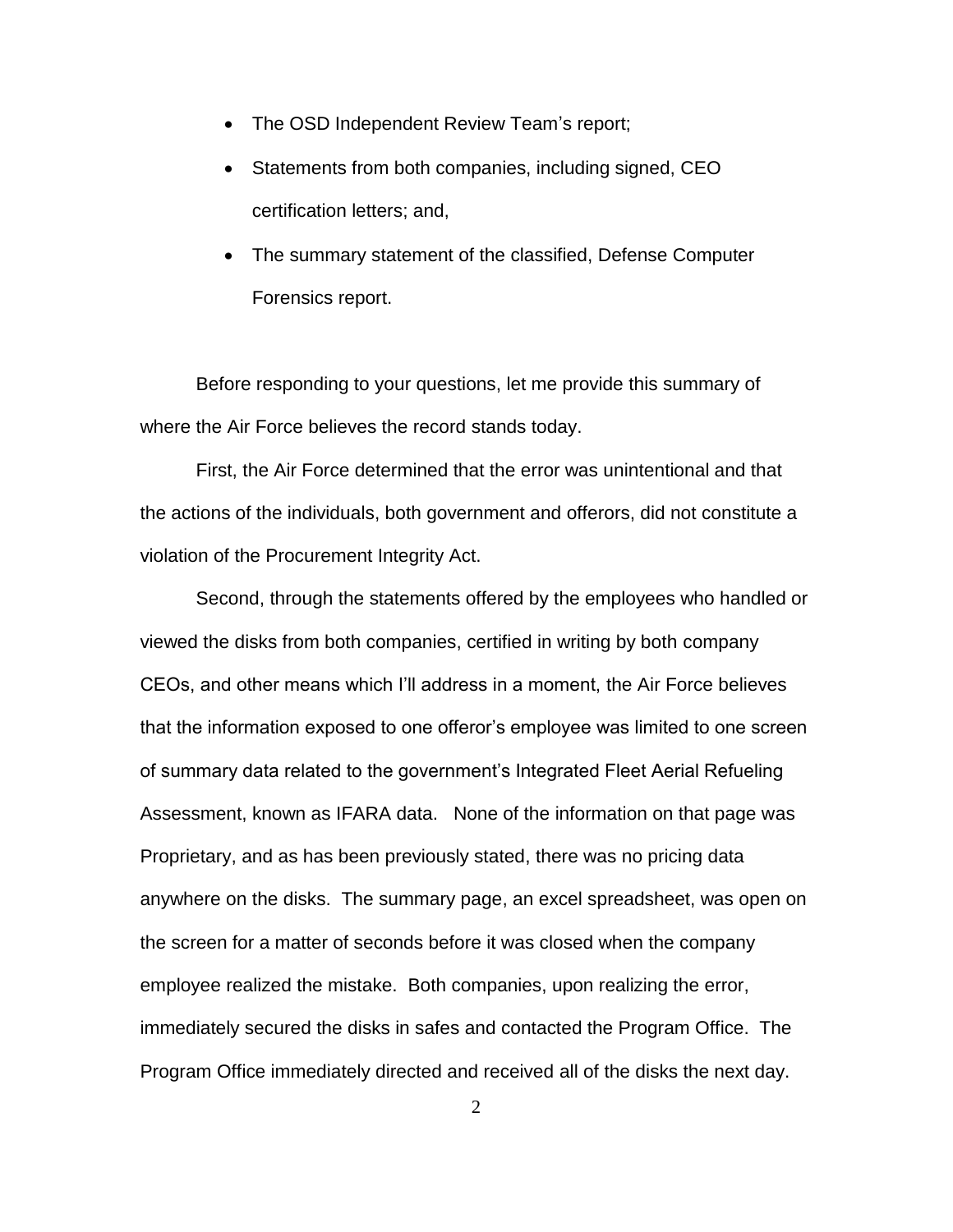- The OSD Independent Review Team's report;
- Statements from both companies, including signed, CEO certification letters; and,
- The summary statement of the classified, Defense Computer Forensics report.

Before responding to your questions, let me provide this summary of where the Air Force believes the record stands today.

First, the Air Force determined that the error was unintentional and that the actions of the individuals, both government and offerors, did not constitute a violation of the Procurement Integrity Act.

Second, through the statements offered by the employees who handled or viewed the disks from both companies, certified in writing by both company CEOs, and other means which I'll address in a moment, the Air Force believes that the information exposed to one offeror's employee was limited to one screen of summary data related to the government's Integrated Fleet Aerial Refueling Assessment, known as IFARA data. None of the information on that page was Proprietary, and as has been previously stated, there was no pricing data anywhere on the disks. The summary page, an excel spreadsheet, was open on the screen for a matter of seconds before it was closed when the company employee realized the mistake. Both companies, upon realizing the error, immediately secured the disks in safes and contacted the Program Office. The Program Office immediately directed and received all of the disks the next day.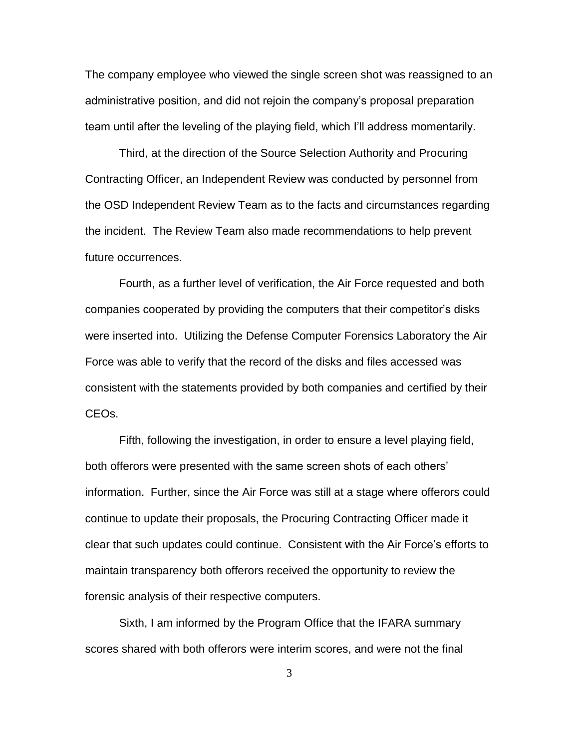The company employee who viewed the single screen shot was reassigned to an administrative position, and did not rejoin the company's proposal preparation team until after the leveling of the playing field, which I'll address momentarily.

Third, at the direction of the Source Selection Authority and Procuring Contracting Officer, an Independent Review was conducted by personnel from the OSD Independent Review Team as to the facts and circumstances regarding the incident. The Review Team also made recommendations to help prevent future occurrences.

Fourth, as a further level of verification, the Air Force requested and both companies cooperated by providing the computers that their competitor's disks were inserted into. Utilizing the Defense Computer Forensics Laboratory the Air Force was able to verify that the record of the disks and files accessed was consistent with the statements provided by both companies and certified by their CEOs.

Fifth, following the investigation, in order to ensure a level playing field, both offerors were presented with the same screen shots of each others' information. Further, since the Air Force was still at a stage where offerors could continue to update their proposals, the Procuring Contracting Officer made it clear that such updates could continue. Consistent with the Air Force's efforts to maintain transparency both offerors received the opportunity to review the forensic analysis of their respective computers.

Sixth, I am informed by the Program Office that the IFARA summary scores shared with both offerors were interim scores, and were not the final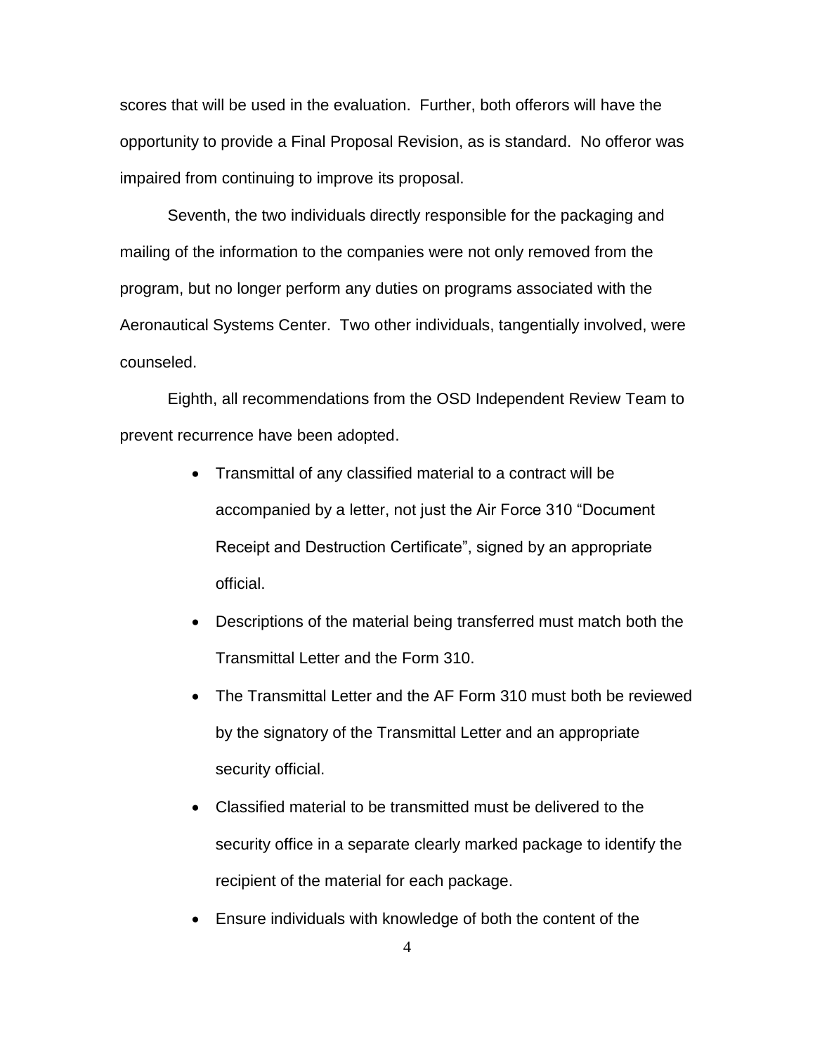scores that will be used in the evaluation. Further, both offerors will have the opportunity to provide a Final Proposal Revision, as is standard. No offeror was impaired from continuing to improve its proposal.

Seventh, the two individuals directly responsible for the packaging and mailing of the information to the companies were not only removed from the program, but no longer perform any duties on programs associated with the Aeronautical Systems Center. Two other individuals, tangentially involved, were counseled.

Eighth, all recommendations from the OSD Independent Review Team to prevent recurrence have been adopted.

- Transmittal of any classified material to a contract will be accompanied by a letter, not just the Air Force 310 "Document Receipt and Destruction Certificate", signed by an appropriate official.
- Descriptions of the material being transferred must match both the Transmittal Letter and the Form 310.
- The Transmittal Letter and the AF Form 310 must both be reviewed by the signatory of the Transmittal Letter and an appropriate security official.
- Classified material to be transmitted must be delivered to the security office in a separate clearly marked package to identify the recipient of the material for each package.
- Ensure individuals with knowledge of both the content of the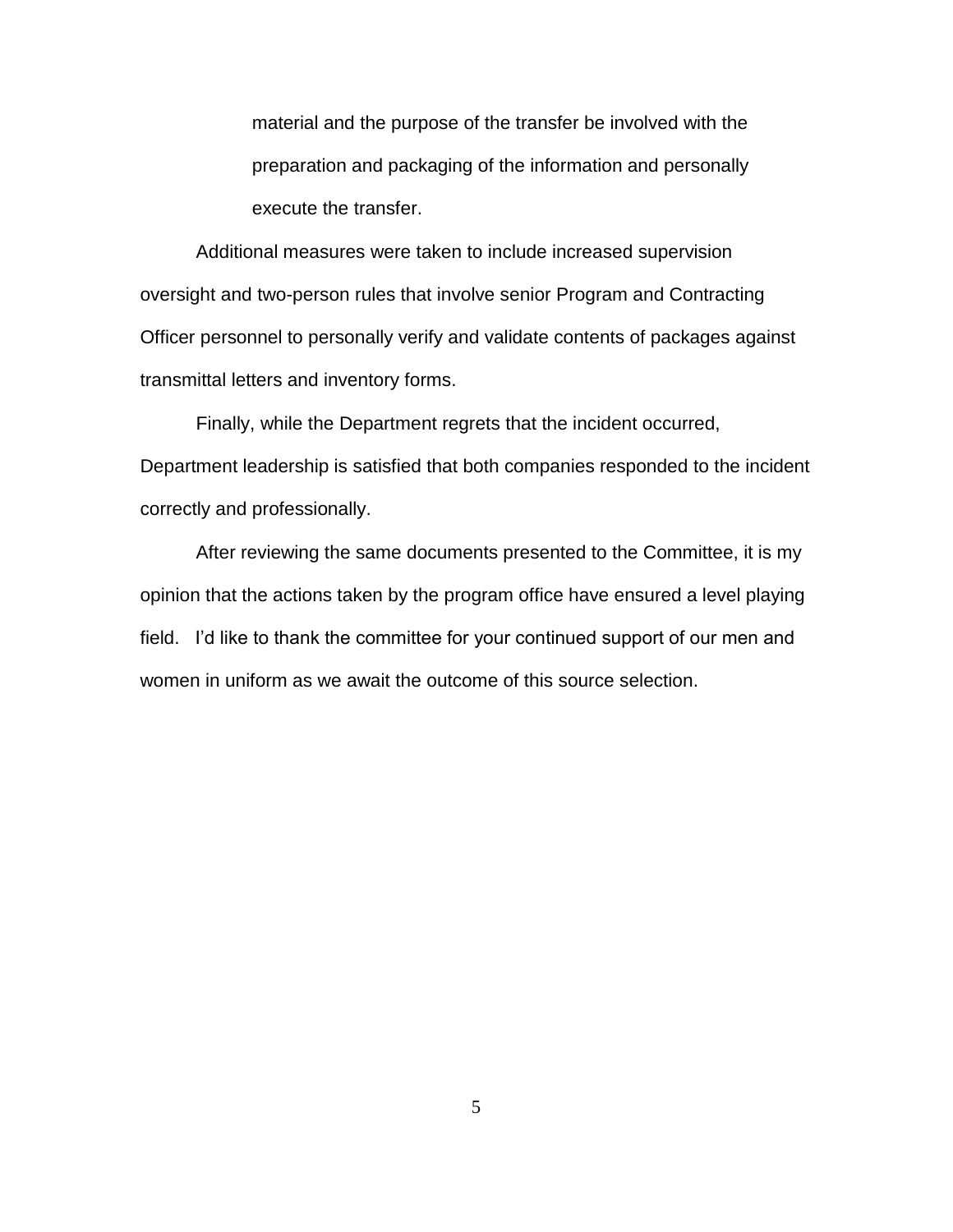material and the purpose of the transfer be involved with the preparation and packaging of the information and personally execute the transfer.

Additional measures were taken to include increased supervision oversight and two-person rules that involve senior Program and Contracting Officer personnel to personally verify and validate contents of packages against transmittal letters and inventory forms.

Finally, while the Department regrets that the incident occurred, Department leadership is satisfied that both companies responded to the incident correctly and professionally.

After reviewing the same documents presented to the Committee, it is my opinion that the actions taken by the program office have ensured a level playing field. I'd like to thank the committee for your continued support of our men and women in uniform as we await the outcome of this source selection.